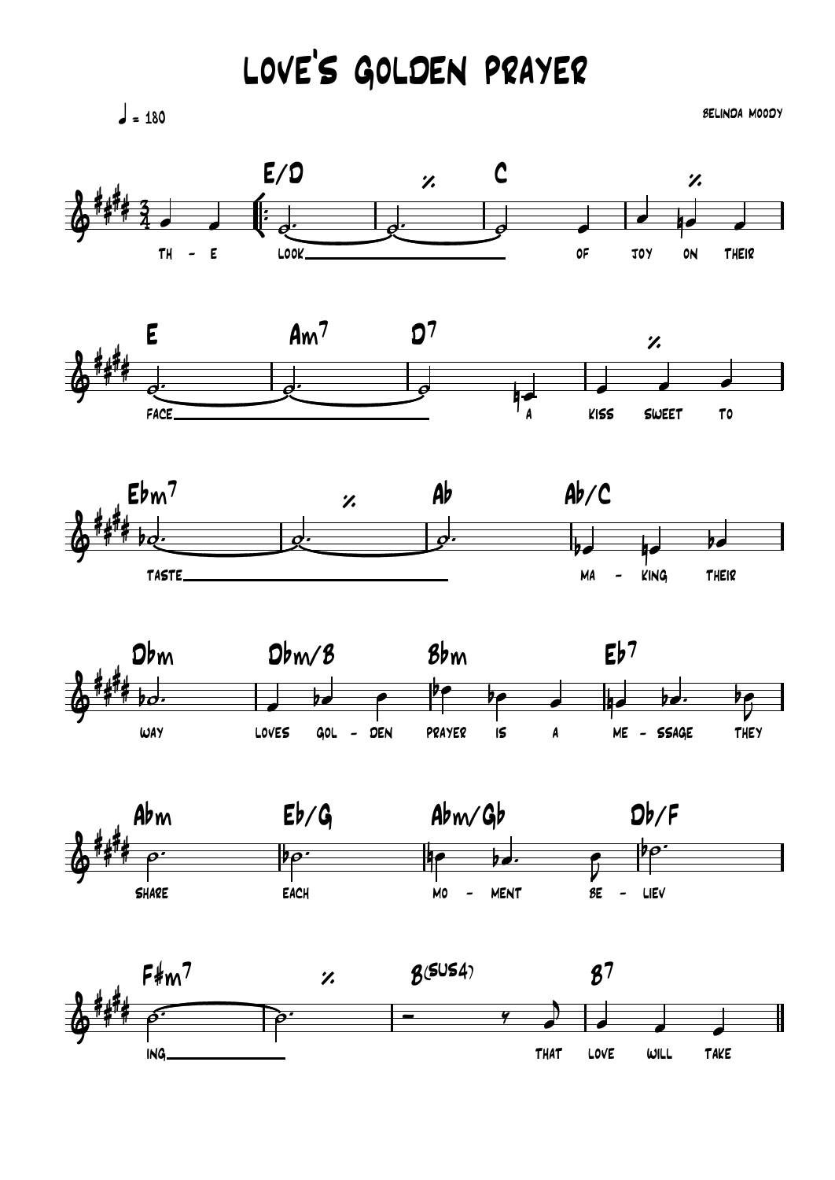# Love's Golden Prayer

♩ = 180

Belinda Moody

E/D | % | C | %

Th - e look of joy on their

E | Am7 | D7 | %

face a kiss sweet to

Ebm7 | % | Ab | Ab/C

taste ma - king their

Dbm | Dbm/B | Bbm | Eb7

way loves gol - den prayer is a me - ssage they

Abm | Eb/G | Abm/Gb | Db/F

share each mo - ment be - liev

F#m7 | % | B(sus4) | B7

ing that love will take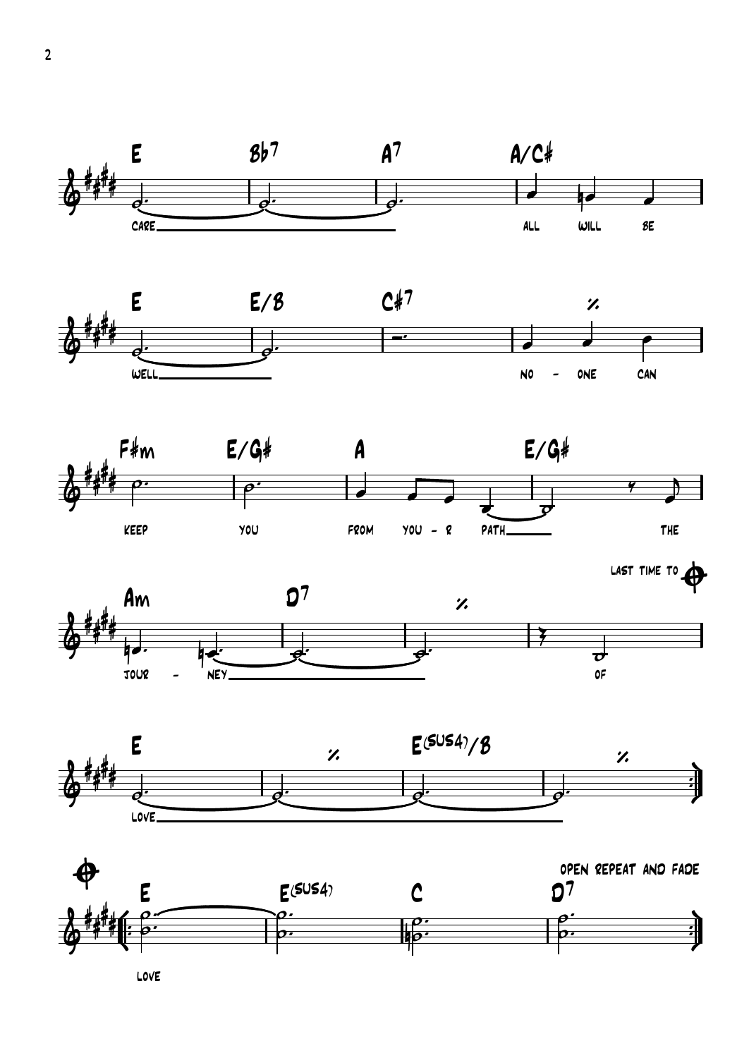E Bb7 A7 A/C#

CARE ALL WILL BE

E E/B C#7 %

WELL NO - ONE CAN

F#m E/G# A E/G#

KEEP YOU FROM YOU - R PATH THE

LAST TIME TO ⊕

Am D7 %

JOUR - NEY OF

E % E(SUS4)/B %

LOVE

⊕

OPEN REPEAT AND FADE

E E(SUS4) C D7

LOVE